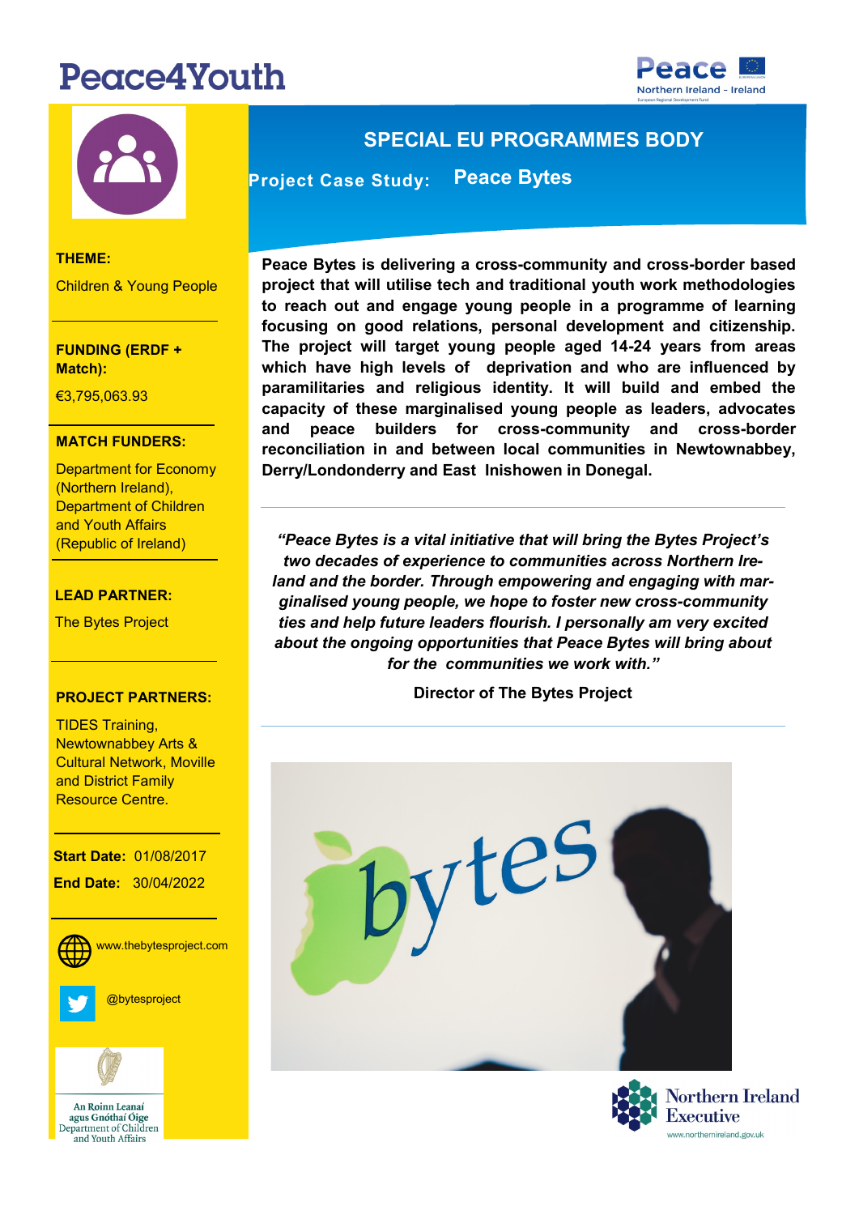# Peace4Youth

## SPECIAL EU PROGRAMMES BODY

**Project Case Study: Peace Bytes**

**THEME:**

Children & Young People

**FUNDING (ERDF + Match):**

€3,795,063.93

**MATCH FUNDERS:**

Department for Economy (Northern Ireland), Department of Children and Youth Affairs (Republic of Ireland)

**LEAD PARTNER:**

The Bytes Project

**PROJECT PARTNERS:**

TIDES Training, Newtownabbey Arts & Cultural Network, Moville and District Family Resource Centre.

**Start Date:** 01/08/2017

**End Date:** 30/04/2022

www.thebytesproject.com

@bytesproject

**Peace Bytes is delivering a cross-community and cross-border based project that will utilise tech and traditional youth work methodologies to reach out and engage young people in a programme of learning focusing on good relations, personal development and citizenship. The project will target young people aged 14-24 years from areas which have high levels of deprivation and who are influenced by paramilitaries and religious identity. It will build and embed the capacity of these marginalised young people as leaders, advocates and peace builders for cross-community and cross-border reconciliation in and between local communities in Newtownabbey, Derry/Londonderry and East Inishowen in Donegal.**

***"Peace Bytes is a vital initiative that will bring the Bytes Project's two decades of experience to communities across Northern Ireland and the border. Through empowering and engaging with marginalised young people, we hope to foster new cross-community ties and help future leaders flourish. I personally am very excited about the ongoing opportunities that Peace Bytes will bring about for the communities we work with."***

**Director of The Bytes Project**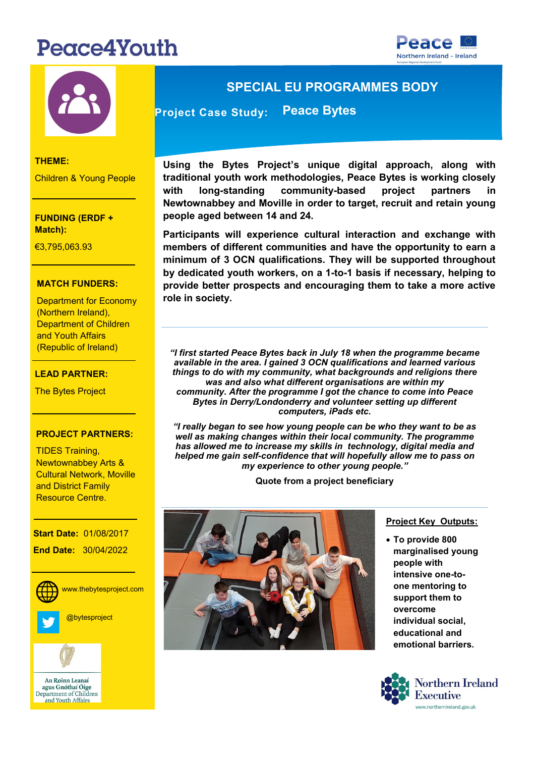# Peace4Youth

## SPECIAL EU PROGRAMMES BODY

**Project Case Study:** **Peace Bytes**

**THEME:**

Children & Young People

**FUNDING (ERDF + Match):**

€3,795,063.93

**MATCH FUNDERS:**

Department for Economy (Northern Ireland), Department of Children and Youth Affairs (Republic of Ireland)

**LEAD PARTNER:**

The Bytes Project

**PROJECT PARTNERS:**

TIDES Training, Newtownabbey Arts & Cultural Network, Moville and District Family Resource Centre.

**Start Date:** 01/08/2017

**End Date:** 30/04/2022

www.thebytesproject.com

@bytesproject

**Using the Bytes Project's unique digital approach, along with traditional youth work methodologies, Peace Bytes is working closely with long-standing community-based project partners in Newtownabbey and Moville in order to target, recruit and retain young people aged between 14 and 24.**

**Participants will experience cultural interaction and exchange with members of different communities and have the opportunity to earn a minimum of 3 OCN qualifications. They will be supported throughout by dedicated youth workers, on a 1-to-1 basis if necessary, helping to provide better prospects and encouraging them to take a more active role in society.**

***"I first started Peace Bytes back in July 18 when the programme became available in the area. I gained 3 OCN qualifications and learned various things to do with my community, what backgrounds and religions there was and also what different organisations are within my community. After the programme I got the chance to come into Peace Bytes in Derry/Londonderry and volunteer setting up different computers, iPads etc.***

***"I really began to see how young people can be who they want to be as well as making changes within their local community. The programme has allowed me to increase my skills in technology, digital media and helped me gain self-confidence that will hopefully allow me to pass on my experience to other young people."***

**Quote from a project beneficiary**

**Project Key Outputs:**

- **To provide 800 marginalised young people with intensive one-to-one mentoring to support them to overcome individual social, educational and emotional barriers.**